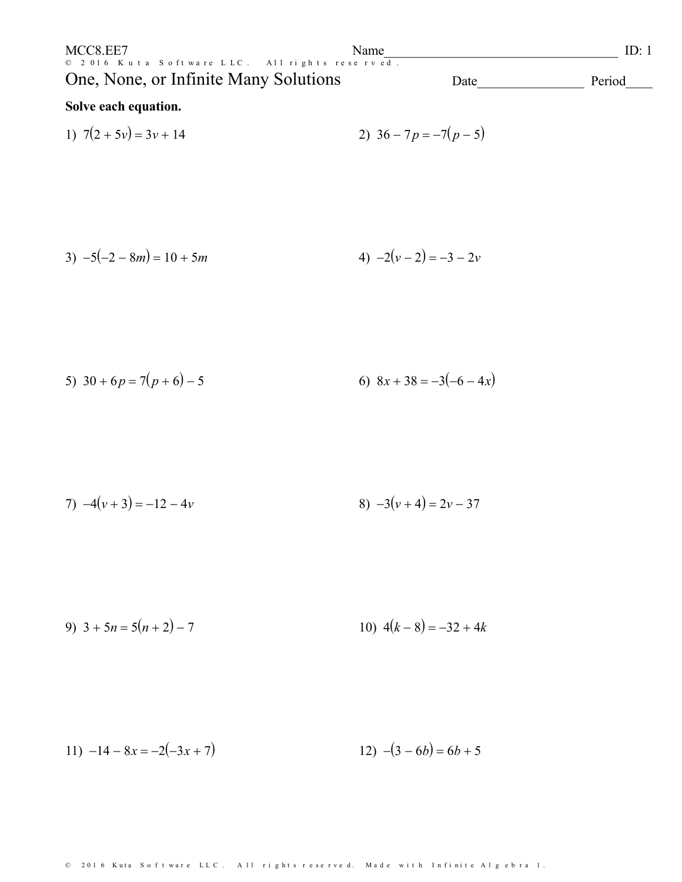MCC8.EE7 Name\_\_\_\_\_\_\_\_\_\_\_\_\_\_\_\_\_\_\_\_\_\_\_\_\_\_\_\_\_\_\_\_\_\_\_ ID: 1

# One, None, or Infinite Many Solutions

Date\_\_\_\_\_\_\_\_\_\_\_\_\_\_\_\_ Period\_\_\_\_

**Solve each equation.**

1) $7(2 + 5v) = 3v + 14$

2) $36 - 7p = -7(p - 5)$

3) $-5(-2 - 8m) = 10 + 5m$

4) $-2(v - 2) = -3 - 2v$

5) $30 + 6p = 7(p + 6) - 5$

6) $8x + 38 = -3(-6 - 4x)$

7) $-4(v + 3) = -12 - 4v$

8) $-3(v + 4) = 2v - 37$

9) $3 + 5n = 5(n + 2) - 7$

10) $4(k - 8) = -32 + 4k$

11) $-14 - 8x = -2(-3x + 7)$

12) $-(3 - 6b) = 6b + 5$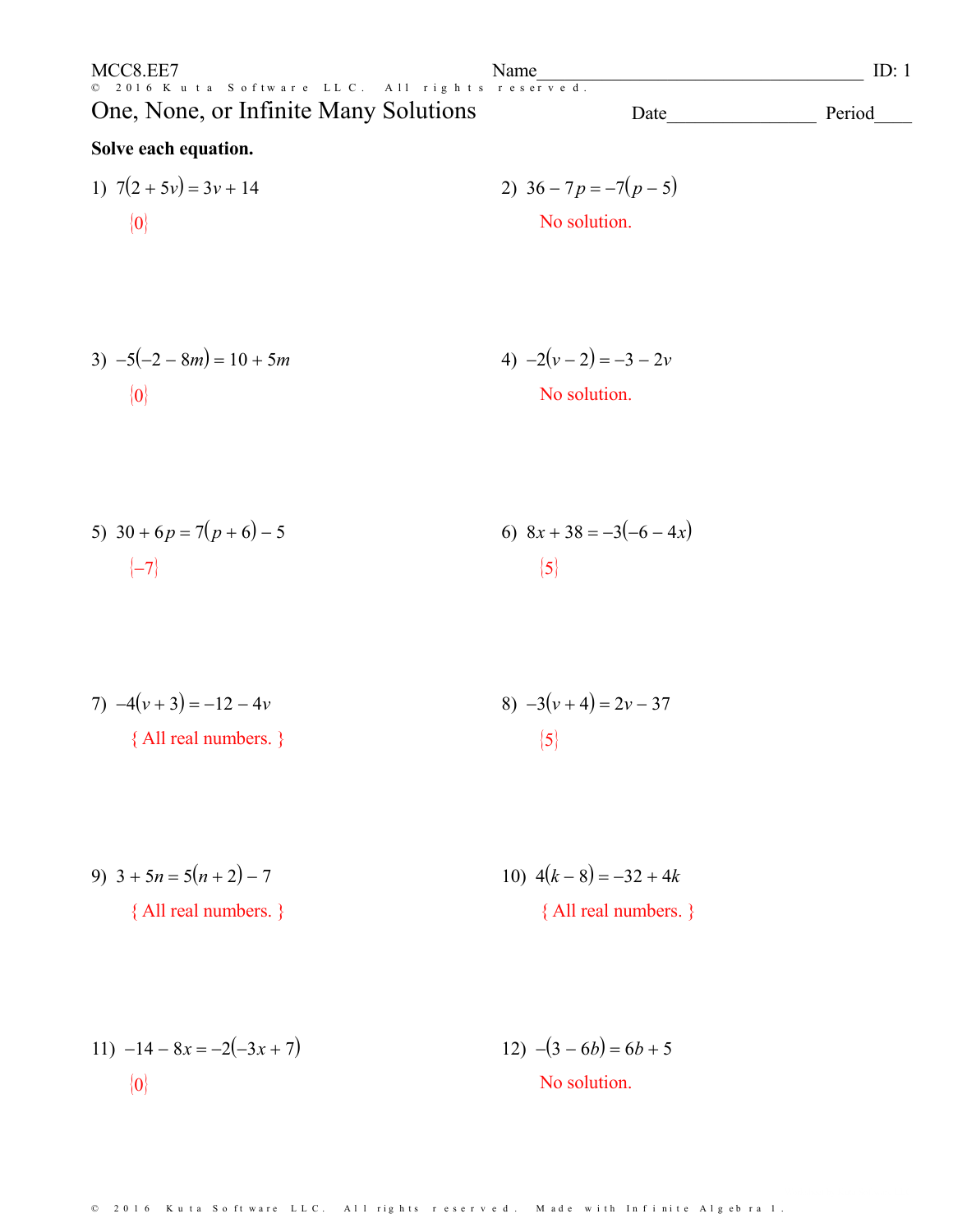MCC8.EE7

Name____________________ ID: 1

© 2016 Kuta Software LLC. All rights reserved.

# One, None, or Infinite Many Solutions

Date________________ Period____

**Solve each equation.**

1) $7(2 + 5v) = 3v + 14$

$\{0\}$

2) $36 - 7p = -7(p - 5)$

No solution.

3) $-5(-2 - 8m) = 10 + 5m$

$\{0\}$

4) $-2(v - 2) = -3 - 2v$

No solution.

5) $30 + 6p = 7(p + 6) - 5$

$\{-7\}$

6) $8x + 38 = -3(-6 - 4x)$

$\{5\}$

7) $-4(v + 3) = -12 - 4v$

{ All real numbers. }

8) $-3(v + 4) = 2v - 37$

$\{5\}$

9) $3 + 5n = 5(n + 2) - 7$

{ All real numbers. }

10) $4(k - 8) = -32 + 4k$

{ All real numbers. }

11) $-14 - 8x = -2(-3x + 7)$

$\{0\}$

12) $-(3 - 6b) = 6b + 5$

No solution.

© 2016 Kuta Software LLC. All rights reserved. Made with Infinite Algebra 1.